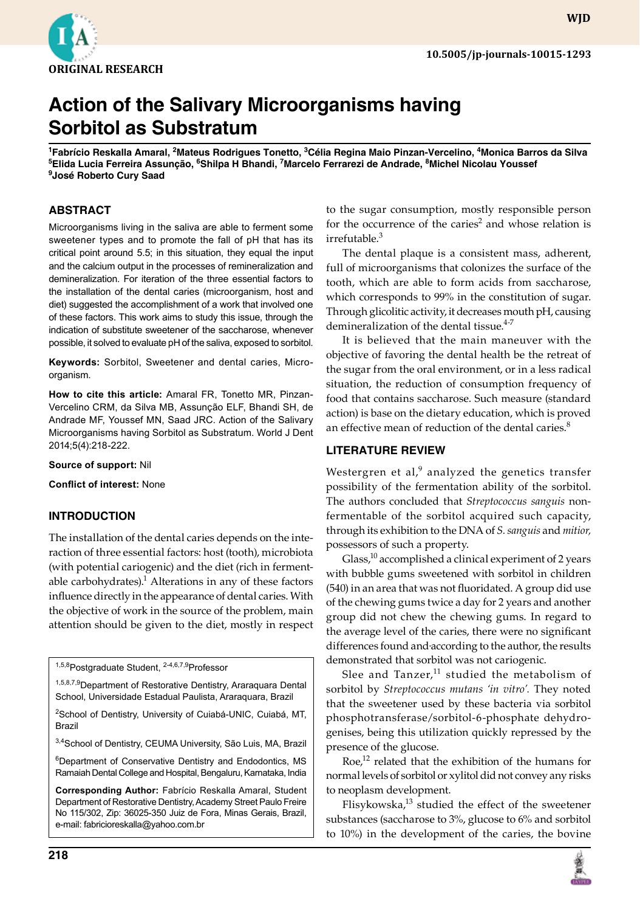ORIGINAL RESEARCH

10.5005/jp-journals-10015-1293

# Action of the Salivary Microorganisms having Sorbitol as Substratum

[1]Fabrício Reskalla Amaral, [2]Mateus Rodrigues Tonetto, [3]Célia Regina Maio Pinzan-Vercelino, [4]Monica Barros da Silva
[5]Elida Lucia Ferreira Assunção, [6]Shilpa H Bhandi, [7]Marcelo Ferrarezi de Andrade, [8]Michel Nicolau Youssef
[9]José Roberto Cury Saad

## ABSTRACT

Microorganisms living in the saliva are able to ferment some sweetener types and to promote the fall of pH that has its critical point around 5.5; in this situation, they equal the input and the calcium output in the processes of remineralization and demineralization. For iteration of the three essential factors to the installation of the dental caries (microorganism, host and diet) suggested the accomplishment of a work that involved one of these factors. This work aims to study this issue, through the indication of substitute sweetener of the saccharose, whenever possible, it solved to evaluate pH of the saliva, exposed to sorbitol.

**Keywords:** Sorbitol, Sweetener and dental caries, Microorganism.

**How to cite this article:** Amaral FR, Tonetto MR, Pinzan-Vercelino CRM, da Silva MB, Assunção ELF, Bhandi SH, de Andrade MF, Youssef MN, Saad JRC. Action of the Salivary Microorganisms having Sorbitol as Substratum. World J Dent 2014;5(4):218-222.

**Source of support:** Nil

**Conflict of interest:** None

## INTRODUCTION

The installation of the dental caries depends on the interaction of three essential factors: host (tooth), microbiota (with potential cariogenic) and the diet (rich in fermentable carbohydrates).[1] Alterations in any of these factors influence directly in the appearance of dental caries. With the objective of work in the source of the problem, main attention should be given to the diet, mostly in respect to the sugar consumption, mostly responsible person for the occurrence of the caries[2] and whose relation is irrefutable.[3]

The dental plaque is a consistent mass, adherent, full of microorganisms that colonizes the surface of the tooth, which are able to form acids from saccharose, which corresponds to 99% in the constitution of sugar. Through glicolitic activity, it decreases mouth pH, causing demineralization of the dental tissue.[4-7]

It is believed that the main maneuver with the objective of favoring the dental health be the retreat of the sugar from the oral environment, or in a less radical situation, the reduction of consumption frequency of food that contains saccharose. Such measure (standard action) is base on the dietary education, which is proved an effective mean of reduction of the dental caries.[8]

## LITERATURE REVIEW

Westergren et al,[9] analyzed the genetics transfer possibility of the fermentation ability of the sorbitol. The authors concluded that *Streptococcus sanguis* non-fermentable of the sorbitol acquired such capacity, through its exhibition to the DNA of *S. sanguis* and *mitior,* possessors of such a property.

Glass,[10] accomplished a clinical experiment of 2 years with bubble gums sweetened with sorbitol in children (540) in an area that was not fluoridated. A group did use of the chewing gums twice a day for 2 years and another group did not chew the chewing gums. In regard to the average level of the caries, there were no significant differences found and according to the author, the results demonstrated that sorbitol was not cariogenic.

Slee and Tanzer,[11] studied the metabolism of sorbitol by *Streptococcus mutans 'in vitro'*. They noted that the sweetener used by these bacteria via sorbitol phosphotransferase/sorbitol-6-phosphate dehydrogenises, being this utilization quickly repressed by the presence of the glucose.

Roe,[12] related that the exhibition of the humans for normal levels of sorbitol or xylitol did not convey any risks to neoplasm development.

Flisykowska,[13] studied the effect of the sweetener substances (saccharose to 3%, glucose to 6% and sorbitol to 10%) in the development of the caries, the bovine

---

[1,5,8]Postgraduate Student, [2-4,6,7,9]Professor

[1,5,8,7,9]Department of Restorative Dentistry, Araraquara Dental School, Universidade Estadual Paulista, Araraquara, Brazil

[2]School of Dentistry, University of Cuiabá-UNIC, Cuiabá, MT, Brazil

[3,4]School of Dentistry, CEUMA University, São Luis, MA, Brazil

[6]Department of Conservative Dentistry and Endodontics, MS Ramaiah Dental College and Hospital, Bengaluru, Karnataka, India

**Corresponding Author:** Fabrício Reskalla Amaral, Student Department of Restorative Dentistry, Academy Street Paulo Freire No 115/302, Zip: 36025-350 Juiz de Fora, Minas Gerais, Brazil, e-mail: fabricioreskalla@yahoo.com.br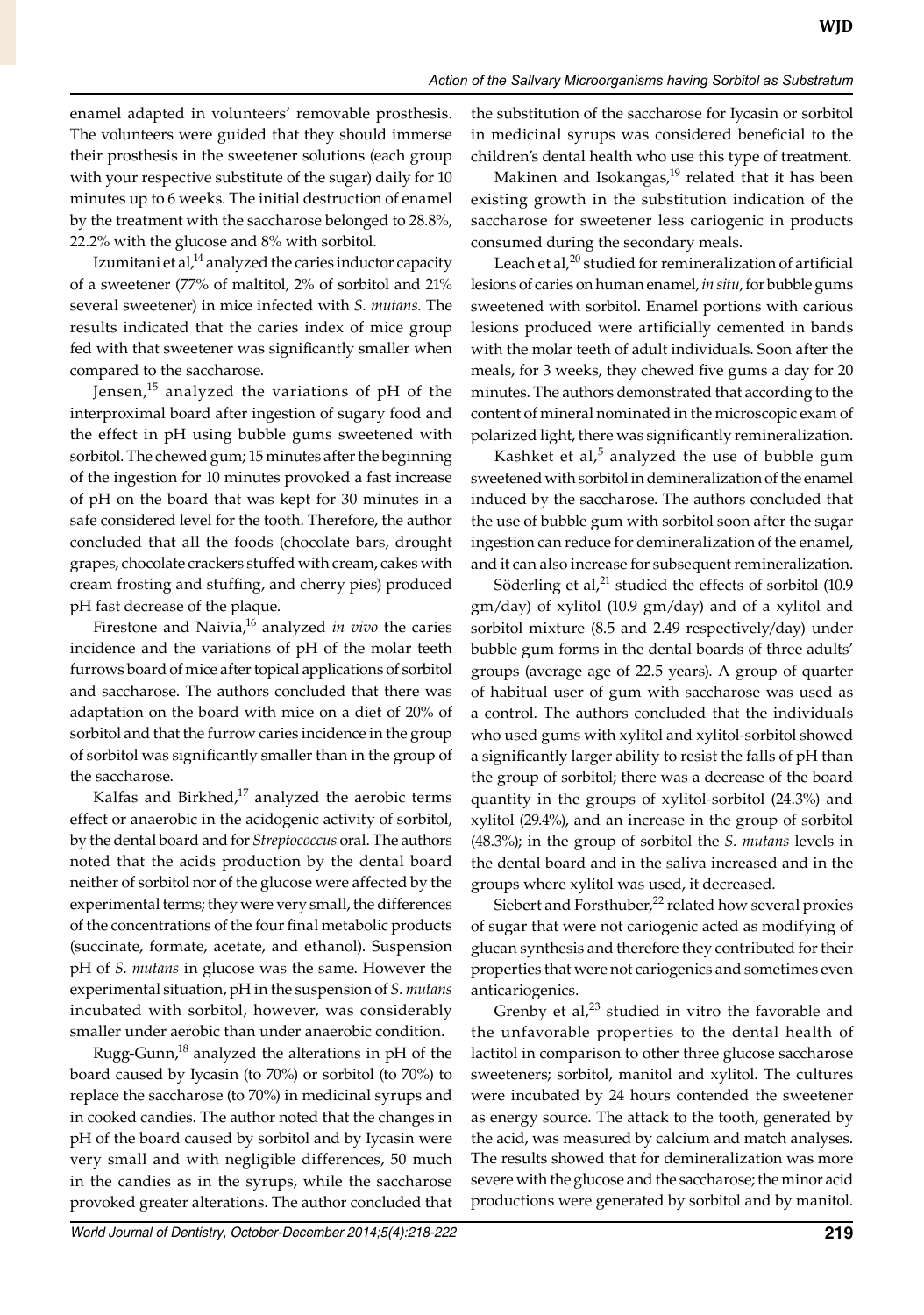enamel adapted in volunteers' removable prosthesis. The volunteers were guided that they should immerse their prosthesis in the sweetener solutions (each group with your respective substitute of the sugar) daily for 10 minutes up to 6 weeks. The initial destruction of enamel by the treatment with the saccharose belonged to 28.8%, 22.2% with the glucose and 8% with sorbitol.

Izumitani et al,[14] analyzed the caries inductor capacity of a sweetener (77% of maltitol, 2% of sorbitol and 21% several sweetener) in mice infected with *S. mutans.* The results indicated that the caries index of mice group fed with that sweetener was significantly smaller when compared to the saccharose.

Jensen,[15] analyzed the variations of pH of the interproximal board after ingestion of sugary food and the effect in pH using bubble gums sweetened with sorbitol. The chewed gum; 15 minutes after the beginning of the ingestion for 10 minutes provoked a fast increase of pH on the board that was kept for 30 minutes in a safe considered level for the tooth. Therefore, the author concluded that all the foods (chocolate bars, drought grapes, chocolate crackers stuffed with cream, cakes with cream frosting and stuffing, and cherry pies) produced pH fast decrease of the plaque.

Firestone and Naivia,[16] analyzed *in vivo* the caries incidence and the variations of pH of the molar teeth furrows board of mice after topical applications of sorbitol and saccharose. The authors concluded that there was adaptation on the board with mice on a diet of 20% of sorbitol and that the furrow caries incidence in the group of sorbitol was significantly smaller than in the group of the saccharose.

Kalfas and Birkhed,[17] analyzed the aerobic terms effect or anaerobic in the acidogenic activity of sorbitol, by the dental board and for *Streptococcus* oral. The authors noted that the acids production by the dental board neither of sorbitol nor of the glucose were affected by the experimental terms; they were very small, the differences of the concentrations of the four final metabolic products (succinate, formate, acetate, and ethanol). Suspension pH of *S. mutans* in glucose was the same. However the experimental situation, pH in the suspension of *S. mutans* incubated with sorbitol, however, was considerably smaller under aerobic than under anaerobic condition.

Rugg-Gunn,[18] analyzed the alterations in pH of the board caused by Iycasin (to 70%) or sorbitol (to 70%) to replace the saccharose (to 70%) in medicinal syrups and in cooked candies. The author noted that the changes in pH of the board caused by sorbitol and by Iycasin were very small and with negligible differences, 50 much in the candies as in the syrups, while the saccharose provoked greater alterations. The author concluded that the substitution of the saccharose for Iycasin or sorbitol in medicinal syrups was considered beneficial to the children's dental health who use this type of treatment.

Makinen and Isokangas,[19] related that it has been existing growth in the substitution indication of the saccharose for sweetener less cariogenic in products consumed during the secondary meals.

Leach et al,[20] studied for remineralization of artificial lesions of caries on human enamel, *in situ*, for bubble gums sweetened with sorbitol. Enamel portions with carious lesions produced were artificially cemented in bands with the molar teeth of adult individuals. Soon after the meals, for 3 weeks, they chewed five gums a day for 20 minutes. The authors demonstrated that according to the content of mineral nominated in the microscopic exam of polarized light, there was significantly remineralization.

Kashket et al,[5] analyzed the use of bubble gum sweetened with sorbitol in demineralization of the enamel induced by the saccharose. The authors concluded that the use of bubble gum with sorbitol soon after the sugar ingestion can reduce for demineralization of the enamel, and it can also increase for subsequent remineralization.

Söderling et al,[21] studied the effects of sorbitol (10.9 gm/day) of xylitol (10.9 gm/day) and of a xylitol and sorbitol mixture (8.5 and 2.49 respectively/day) under bubble gum forms in the dental boards of three adults' groups (average age of 22.5 years). A group of quarter of habitual user of gum with saccharose was used as a control. The authors concluded that the individuals who used gums with xylitol and xylitol-sorbitol showed a significantly larger ability to resist the falls of pH than the group of sorbitol; there was a decrease of the board quantity in the groups of xylitol-sorbitol (24.3%) and xylitol (29.4%), and an increase in the group of sorbitol (48.3%); in the group of sorbitol the *S. mutans* levels in the dental board and in the saliva increased and in the groups where xylitol was used, it decreased.

Siebert and Forsthuber,[22] related how several proxies of sugar that were not cariogenic acted as modifying of glucan synthesis and therefore they contributed for their properties that were not cariogenics and sometimes even anticariogenics.

Grenby et al,[23] studied in vitro the favorable and the unfavorable properties to the dental health of lactitol in comparison to other three glucose saccharose sweeteners; sorbitol, manitol and xylitol. The cultures were incubated by 24 hours contended the sweetener as energy source. The attack to the tooth, generated by the acid, was measured by calcium and match analyses. The results showed that for demineralization was more severe with the glucose and the saccharose; the minor acid productions were generated by sorbitol and by manitol.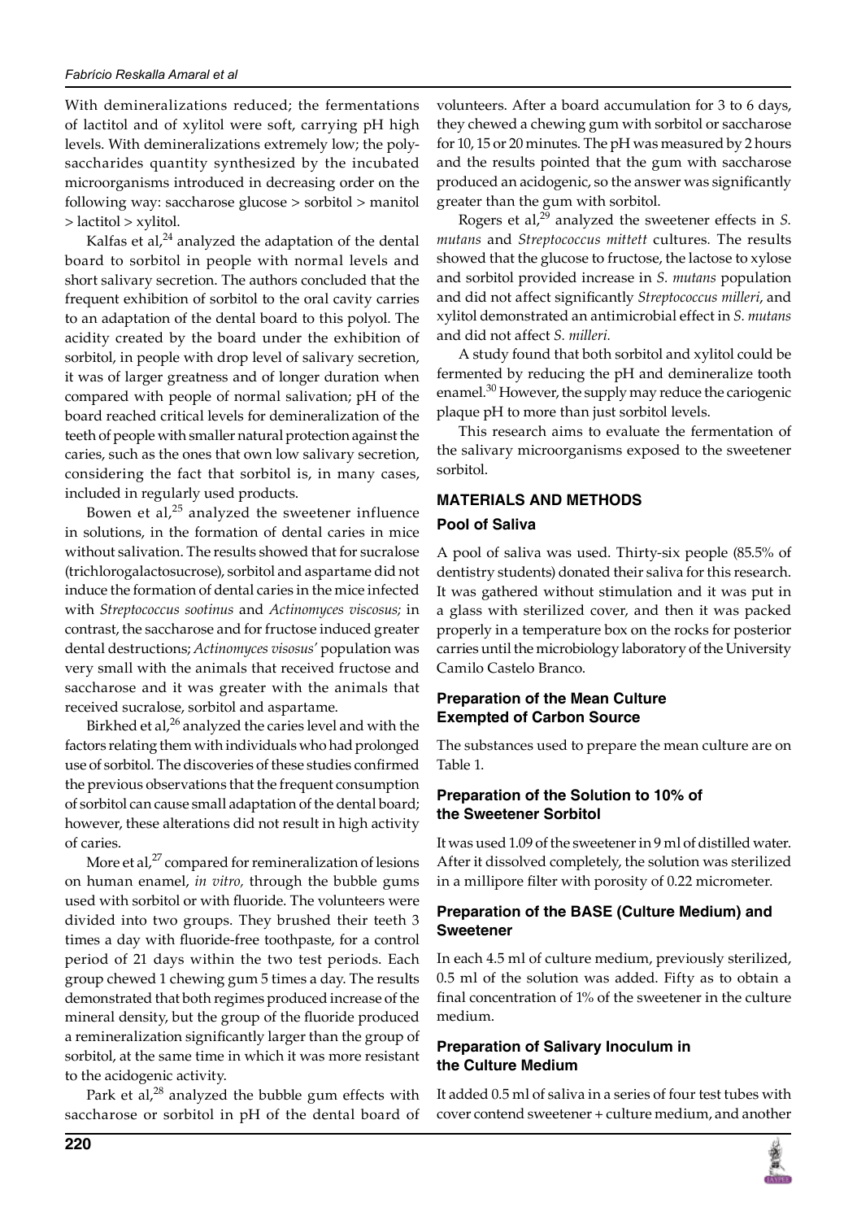With demineralizations reduced; the fermentations of lactitol and of xylitol were soft, carrying pH high levels. With demineralizations extremely low; the polysaccharides quantity synthesized by the incubated microorganisms introduced in decreasing order on the following way: saccharose glucose > sorbitol > manitol > lactitol > xylitol.

Kalfas et al,[24] analyzed the adaptation of the dental board to sorbitol in people with normal levels and short salivary secretion. The authors concluded that the frequent exhibition of sorbitol to the oral cavity carries to an adaptation of the dental board to this polyol. The acidity created by the board under the exhibition of sorbitol, in people with drop level of salivary secretion, it was of larger greatness and of longer duration when compared with people of normal salivation; pH of the board reached critical levels for demineralization of the teeth of people with smaller natural protection against the caries, such as the ones that own low salivary secretion, considering the fact that sorbitol is, in many cases, included in regularly used products.

Bowen et al,[25] analyzed the sweetener influence in solutions, in the formation of dental caries in mice without salivation. The results showed that for sucralose (trichlorogalactosucrose), sorbitol and aspartame did not induce the formation of dental caries in the mice infected with *Streptococcus sootinus* and *Actinomyces viscosus;* in contrast, the saccharose and for fructose induced greater dental destructions; *Actinomyces visosus'* population was very small with the animals that received fructose and saccharose and it was greater with the animals that received sucralose, sorbitol and aspartame.

Birkhed et al,[26] analyzed the caries level and with the factors relating them with individuals who had prolonged use of sorbitol. The discoveries of these studies confirmed the previous observations that the frequent consumption of sorbitol can cause small adaptation of the dental board; however, these alterations did not result in high activity of caries.

More et al,[27] compared for remineralization of lesions on human enamel, *in vitro,* through the bubble gums used with sorbitol or with fluoride. The volunteers were divided into two groups. They brushed their teeth 3 times a day with fluoride-free toothpaste, for a control period of 21 days within the two test periods. Each group chewed 1 chewing gum 5 times a day. The results demonstrated that both regimes produced increase of the mineral density, but the group of the fluoride produced a remineralization significantly larger than the group of sorbitol, at the same time in which it was more resistant to the acidogenic activity.

Park et al,[28] analyzed the bubble gum effects with saccharose or sorbitol in pH of the dental board of volunteers. After a board accumulation for 3 to 6 days, they chewed a chewing gum with sorbitol or saccharose for 10, 15 or 20 minutes. The pH was measured by 2 hours and the results pointed that the gum with saccharose produced an acidogenic, so the answer was significantly greater than the gum with sorbitol.

Rogers et al,[29] analyzed the sweetener effects in *S. mutans* and *Streptococcus mittett* cultures. The results showed that the glucose to fructose, the lactose to xylose and sorbitol provided increase in *S. mutans* population and did not affect significantly *Streptococcus milleri*, and xylitol demonstrated an antimicrobial effect in *S. mutans* and did not affect *S. milleri.*

A study found that both sorbitol and xylitol could be fermented by reducing the pH and demineralize tooth enamel.[30] However, the supply may reduce the cariogenic plaque pH to more than just sorbitol levels.

This research aims to evaluate the fermentation of the salivary microorganisms exposed to the sweetener sorbitol.

## MATERIALS AND METHODS

### Pool of Saliva

A pool of saliva was used. Thirty-six people (85.5% of dentistry students) donated their saliva for this research. It was gathered without stimulation and it was put in a glass with sterilized cover, and then it was packed properly in a temperature box on the rocks for posterior carries until the microbiology laboratory of the University Camilo Castelo Branco.

### Preparation of the Mean Culture Exempted of Carbon Source

The substances used to prepare the mean culture are on Table 1.

### Preparation of the Solution to 10% of the Sweetener Sorbitol

It was used 1.09 of the sweetener in 9 ml of distilled water. After it dissolved completely, the solution was sterilized in a millipore filter with porosity of 0.22 micrometer.

### Preparation of the BASE (Culture Medium) and Sweetener

In each 4.5 ml of culture medium, previously sterilized, 0.5 ml of the solution was added. Fifty as to obtain a final concentration of 1% of the sweetener in the culture medium.

### Preparation of Salivary Inoculum in the Culture Medium

It added 0.5 ml of saliva in a series of four test tubes with cover contend sweetener + culture medium, and another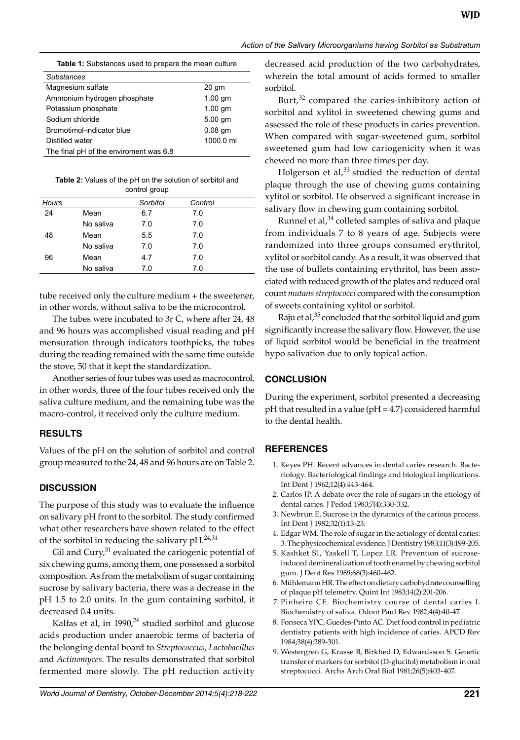**Table 1:** Substances used to prepare the mean culture

| Substances | |
|---|---|
| Magnesium sulfate | 20 gm |
| Ammonium hydrogen phosphate | 1.00 gm |
| Potassium phosphate | 1.00 gm |
| Sodium chloride | 5.00 gm |
| Bromotimol-indicator blue | 0.08 gm |
| Distilled water | 1000.0 ml |
| The final pH of the enviroment was 6.8 | |

**Table 2:** Values of the pH on the solution of sorbitol and control group

| Hours | | Sorbitol | Control |
|---|---|---|---|
| 24 | Mean | 6.7 | 7.0 |
| | No saliva | 7.0 | 7.0 |
| 48 | Mean | 5.5 | 7.0 |
| | No saliva | 7.0 | 7.0 |
| 96 | Mean | 4.7 | 7.0 |
| | No saliva | 7.0 | 7.0 |

tube received only the culture medium + the sweetener, in other words, without saliva to be the microcontrol.

The tubes were incubated to 3r C, where after 24, 48 and 96 hours was accomplished visual reading and pH mensuration through indicators toothpicks, the tubes during the reading remained with the same time outside the stove, 50 that it kept the standardization.

Another series of four tubes was used as macrocontrol, in other words, three of the four tubes received only the saliva culture medium, and the remaining tube was the macro-control, it received only the culture medium.

## RESULTS

Values of the pH on the solution of sorbitol and control group measured to the 24, 48 and 96 hours are on Table 2.

## DISCUSSION

The purpose of this study was to evaluate the influence on salivary pH front to the sorbitol. The study confirmed what other researchers have shown related to the effect of the sorbitol in reducing the salivary pH.[24,31]

Gil and Cury,[31] evaluated the cariogenic potential of six chewing gums, among them, one possessed a sorbitol composition. As from the metabolism of sugar containing sucrose by salivary bacteria, there was a decrease in the pH 1.5 to 2.0 units. In the gum containing sorbitol, it decreased 0.4 units.

Kalfas et al, in 1990,[24] studied sorbitol and glucose acids production under anaerobic terms of bacteria of the belonging dental board to *Streptococcus*, *Lactobacillus* and *Actinomyces*. The results demonstrated that sorbitol fermented more slowly. The pH reduction activity decreased acid production of the two carbohydrates, wherein the total amount of acids formed to smaller sorbitol.

Burt,[32] compared the caries-inhibitory action of sorbitol and xylitol in sweetened chewing gums and assessed the role of these products in caries prevention. When compared with sugar-sweetened gum, sorbitol sweetened gum had low cariogenicity when it was chewed no more than three times per day.

Holgerson et al,[33] studied the reduction of dental plaque through the use of chewing gums containing xylitol or sorbitol. He observed a significant increase in salivary flow in chewing gum containing sorbitol.

Runnel et al,[34] colleted samples of saliva and plaque from individuals 7 to 8 years of age. Subjects were randomized into three groups consumed erythritol, xylitol or sorbitol candy. As a result, it was observed that the use of bullets containing erythritol, has been associated with reduced growth of the plates and reduced oral count *mutans streptococci* compared with the consumption of sweets containing xylitol or sorbitol.

Raju et al,[35] concluded that the sorbitol liquid and gum significantly increase the salivary flow. However, the use of liquid sorbitol would be beneficial in the treatment hypo salivation due to only topical action.

## CONCLUSION

During the experiment, sorbitol presented a decreasing pH that resulted in a value (pH = 4.7) considered harmful to the dental health.

## REFERENCES

1. Keyes PH. Recent advances in dental caries research. Bacteriology. Bacteriological findings and biological implications. Int Dent J 1962;12(4):443-464.
2. Carlos JP. A debate over the role of sugars in the etiology of dental caries. J Pedod 1983;7(4):330-332.
3. Newbrun E. Sucrose in the dynamics of the carious process. Int Dent J 1982;32(1):13-23.
4. Edgar WM. The role of sugar in the aetiology of dental caries: 3. The physicochemical evidence. J Dentistry 1983;11(3):199-205.
5. Kashket S1, Yaskell T, Lopez LR. Prevention of sucrose-induced demineralization of tooth enamel by chewing sorbitol gum. J Dent Res 1989;68(3):460-462.
6. Mühlemann HR. The effect on dietary carbohydrate counselling of plaque pH telemetrv. Quint Int 1983;14(2):201-206.
7. Pinheiro CE. Biochemistry course of dental caries I. Biochemistry of saliva. Odont Paul Rev 1982;4(4):40-47.
8. Fonseca YPC, Guedes-Pinto AC. Diet food control in pediatric dentistry patients with high incidence of caries. APCD Rev 1984;38(4):289-301.
9. Westergren G, Krasse B, Birkhed D, Edwardsson S. Genetic transfer of markers for sorbitol (D-glucitol) metabolism in oral streptococci. Archs Arch Oral Biol 1981;26(5):403-407.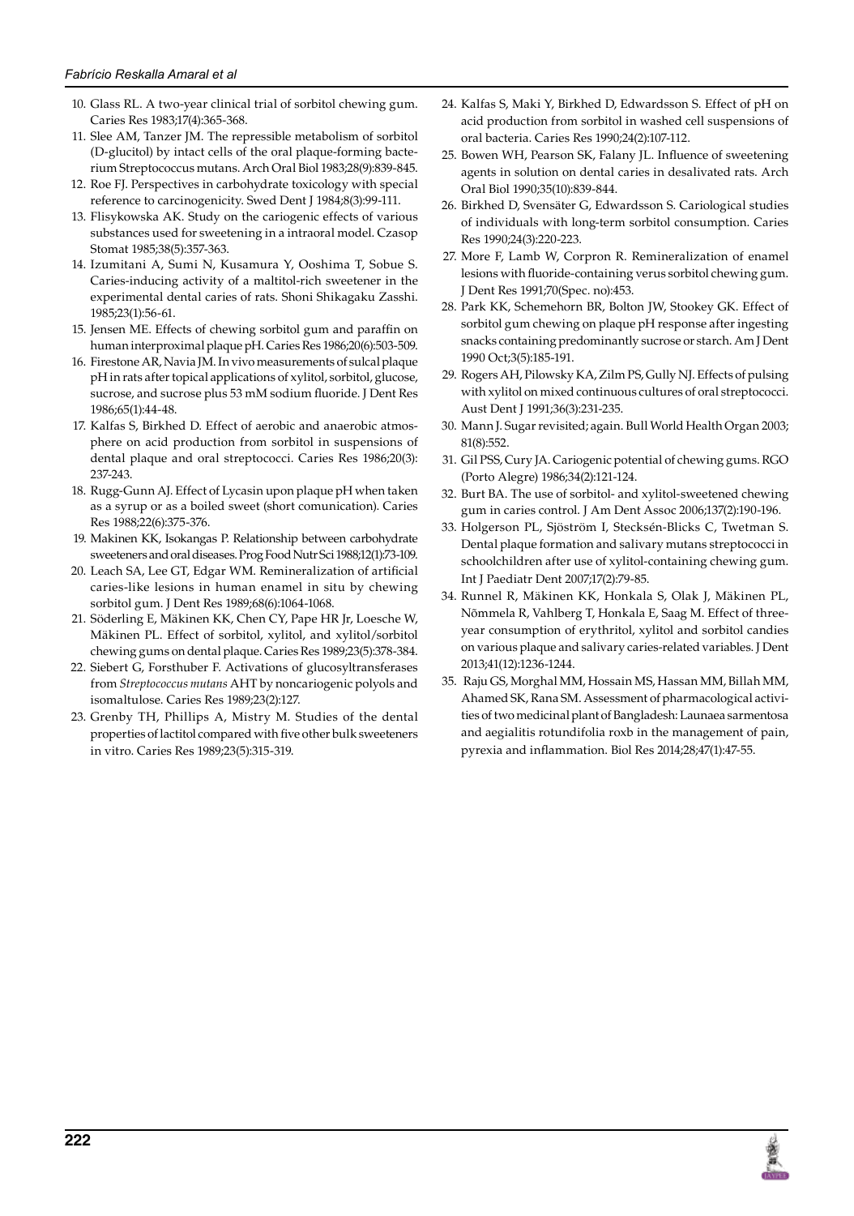10. Glass RL. A two-year clinical trial of sorbitol chewing gum. Caries Res 1983;17(4):365-368.
11. Slee AM, Tanzer JM. The repressible metabolism of sorbitol (D-glucitol) by intact cells of the oral plaque-forming bacterium Streptococcus mutans. Arch Oral Biol 1983;28(9):839-845.
12. Roe FJ. Perspectives in carbohydrate toxicology with special reference to carcinogenicity. Swed Dent J 1984;8(3):99-111.
13. Flisykowska AK. Study on the cariogenic effects of various substances used for sweetening in a intraoral model. Czasop Stomat 1985;38(5):357-363.
14. Izumitani A, Sumi N, Kusamura Y, Ooshima T, Sobue S. Caries-inducing activity of a maltitol-rich sweetener in the experimental dental caries of rats. Shoni Shikagaku Zasshi. 1985;23(1):56-61.
15. Jensen ME. Effects of chewing sorbitol gum and paraffin on human interproximal plaque pH. Caries Res 1986;20(6):503-509.
16. Firestone AR, Navia JM. In vivo measurements of sulcal plaque pH in rats after topical applications of xylitol, sorbitol, glucose, sucrose, and sucrose plus 53 mM sodium fluoride. J Dent Res 1986;65(1):44-48.
17. Kalfas S, Birkhed D. Effect of aerobic and anaerobic atmosphere on acid production from sorbitol in suspensions of dental plaque and oral streptococci. Caries Res 1986;20(3): 237-243.
18. Rugg-Gunn AJ. Effect of Lycasin upon plaque pH when taken as a syrup or as a boiled sweet (short comunication). Caries Res 1988;22(6):375-376.
19. Makinen KK, Isokangas P. Relationship between carbohydrate sweeteners and oral diseases. Prog Food Nutr Sci 1988;12(1):73-109.
20. Leach SA, Lee GT, Edgar WM. Remineralization of artificial caries-like lesions in human enamel in situ by chewing sorbitol gum. J Dent Res 1989;68(6):1064-1068.
21. Söderling E, Mäkinen KK, Chen CY, Pape HR Jr, Loesche W, Mäkinen PL. Effect of sorbitol, xylitol, and xylitol/sorbitol chewing gums on dental plaque. Caries Res 1989;23(5):378-384.
22. Siebert G, Forsthuber F. Activations of glucosyltransferases from *Streptococcus mutans* AHT by noncariogenic polyols and isomaltulose. Caries Res 1989;23(2):127.
23. Grenby TH, Phillips A, Mistry M. Studies of the dental properties of lactitol compared with five other bulk sweeteners in vitro. Caries Res 1989;23(5):315-319.
24. Kalfas S, Maki Y, Birkhed D, Edwardsson S. Effect of pH on acid production from sorbitol in washed cell suspensions of oral bacteria. Caries Res 1990;24(2):107-112.
25. Bowen WH, Pearson SK, Falany JL. Influence of sweetening agents in solution on dental caries in desalivated rats. Arch Oral Biol 1990;35(10):839-844.
26. Birkhed D, Svensäter G, Edwardsson S. Cariological studies of individuals with long-term sorbitol consumption. Caries Res 1990;24(3):220-223.
27. More F, Lamb W, Corpron R. Remineralization of enamel lesions with fluoride-containing verus sorbitol chewing gum. J Dent Res 1991;70(Spec. no):453.
28. Park KK, Schemehorn BR, Bolton JW, Stookey GK. Effect of sorbitol gum chewing on plaque pH response after ingesting snacks containing predominantly sucrose or starch. Am J Dent 1990 Oct;3(5):185-191.
29. Rogers AH, Pilowsky KA, Zilm PS, Gully NJ. Effects of pulsing with xylitol on mixed continuous cultures of oral streptococci. Aust Dent J 1991;36(3):231-235.
30. Mann J. Sugar revisited; again. Bull World Health Organ 2003; 81(8):552.
31. Gil PSS, Cury JA. Cariogenic potential of chewing gums. RGO (Porto Alegre) 1986;34(2):121-124.
32. Burt BA. The use of sorbitol- and xylitol-sweetened chewing gum in caries control. J Am Dent Assoc 2006;137(2):190-196.
33. Holgerson PL, Sjöström I, Stecksén-Blicks C, Twetman S. Dental plaque formation and salivary mutans streptococci in schoolchildren after use of xylitol-containing chewing gum. Int J Paediatr Dent 2007;17(2):79-85.
34. Runnel R, Mäkinen KK, Honkala S, Olak J, Mäkinen PL, Nõmmela R, Vahlberg T, Honkala E, Saag M. Effect of three-year consumption of erythritol, xylitol and sorbitol candies on various plaque and salivary caries-related variables. J Dent 2013;41(12):1236-1244.
35. Raju GS, Morghal MM, Hossain MS, Hassan MM, Billah MM, Ahamed SK, Rana SM. Assessment of pharmacological activities of two medicinal plant of Bangladesh: Launaea sarmentosa and aegialitis rotundifolia roxb in the management of pain, pyrexia and inflammation. Biol Res 2014;28;47(1):47-55.